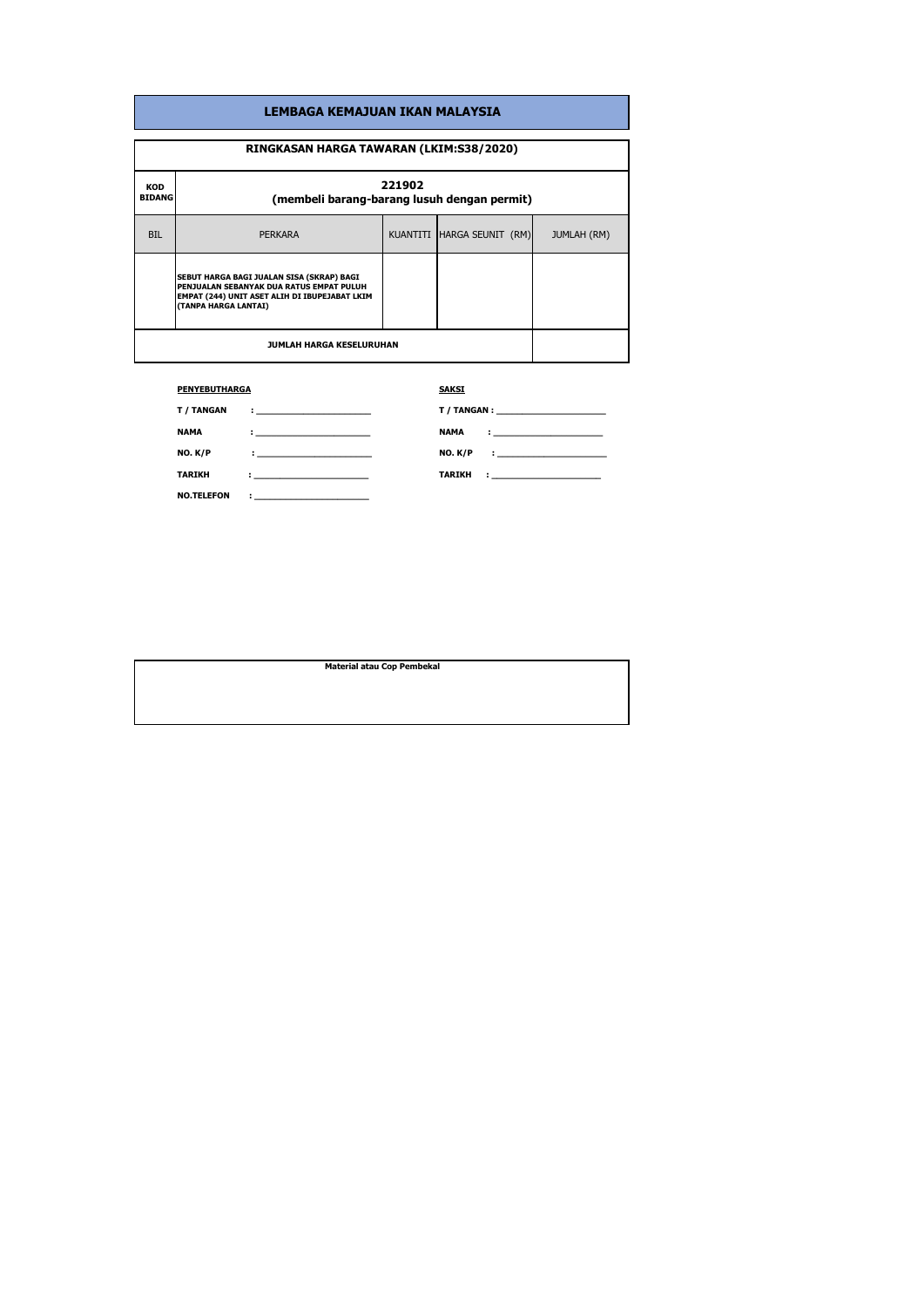# LEMBAGA KEMAJUAN IKAN MALAYSIA

## RINGKASAN HARGA TAWARAN (LKIM:S38/2020)

| KOD BIDANG | 221902 (membeli barang-barang lusuh dengan permit) | | | |
|---|---|---|---|---|
| BIL | PERKARA | KUANTITI | HARGA SEUNIT (RM) | JUMLAH (RM) |
| | **SEBUT HARGA BAGI JUALAN SISA (SKRAP) BAGI PENJUALAN SEBANYAK DUA RATUS EMPAT PULUH EMPAT (244) UNIT ASET ALIH DI IBUPEJABAT LKIM (TANPA HARGA LANTAI)** | | | |
| | **JUMLAH HARGA KESELURUHAN** | | | |

**PENYEBUTHARGA**

**T / TANGAN** : ______________________

**NAMA** : ______________________

**NO. K/P** : ______________________

**TARIKH** : ______________________

**NO.TELEFON** : ______________________

**SAKSI**

**T / TANGAN** : ______________________

**NAMA** : ______________________

**NO. K/P** : ______________________

**TARIKH** : ______________________

| Material atau Cop Pembekal |
|---|
| |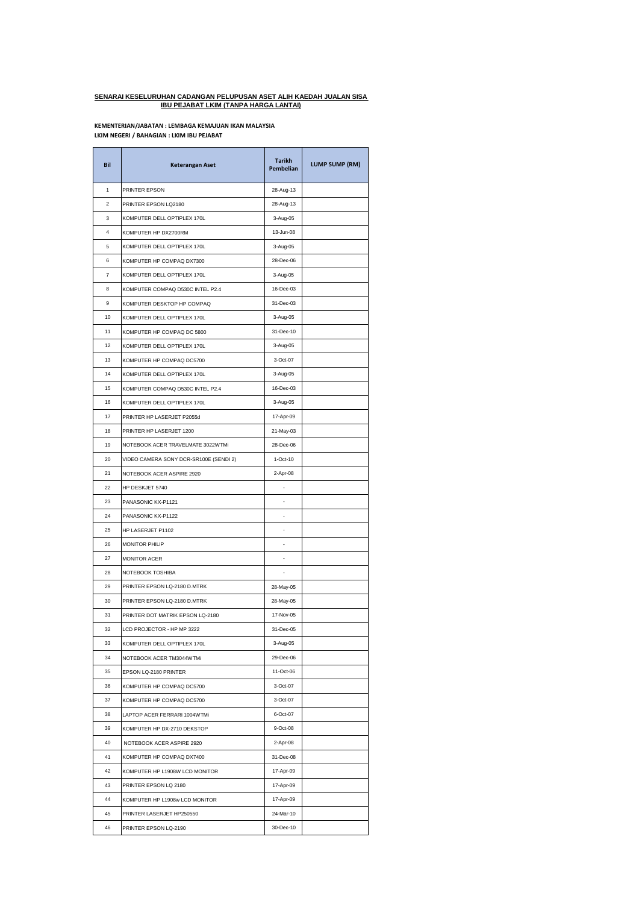**SENARAI KESELURUHAN CADANGAN PELUPUSAN ASET ALIH KAEDAH JUALAN SISA IBU PEJABAT LKIM (TANPA HARGA LANTAI)**

**KEMENTERIAN/JABATAN : LEMBAGA KEMAJUAN IKAN MALAYSIA**
**LKIM NEGERI / BAHAGIAN : LKIM IBU PEJABAT**

| Bil | Keterangan Aset | Tarikh Pembelian | LUMP SUMP (RM) |
|---|---|---|---|
| 1 | PRINTER EPSON | 28-Aug-13 | |
| 2 | PRINTER EPSON LQ2180 | 28-Aug-13 | |
| 3 | KOMPUTER DELL OPTIPLEX 170L | 3-Aug-05 | |
| 4 | KOMPUTER HP DX2700RM | 13-Jun-08 | |
| 5 | KOMPUTER DELL OPTIPLEX 170L | 3-Aug-05 | |
| 6 | KOMPUTER HP COMPAQ DX7300 | 28-Dec-06 | |
| 7 | KOMPUTER DELL OPTIPLEX 170L | 3-Aug-05 | |
| 8 | KOMPUTER COMPAQ D530C INTEL P2.4 | 16-Dec-03 | |
| 9 | KOMPUTER DESKTOP HP COMPAQ | 31-Dec-03 | |
| 10 | KOMPUTER DELL OPTIPLEX 170L | 3-Aug-05 | |
| 11 | KOMPUTER HP COMPAQ DC 5800 | 31-Dec-10 | |
| 12 | KOMPUTER DELL OPTIPLEX 170L | 3-Aug-05 | |
| 13 | KOMPUTER HP COMPAQ DC5700 | 3-Oct-07 | |
| 14 | KOMPUTER DELL OPTIPLEX 170L | 3-Aug-05 | |
| 15 | KOMPUTER COMPAQ D530C INTEL P2.4 | 16-Dec-03 | |
| 16 | KOMPUTER DELL OPTIPLEX 170L | 3-Aug-05 | |
| 17 | PRINTER HP LASERJET P2055d | 17-Apr-09 | |
| 18 | PRINTER HP LASERJET 1200 | 21-May-03 | |
| 19 | NOTEBOOK ACER TRAVELMATE 3022WTMi | 28-Dec-06 | |
| 20 | VIDEO CAMERA SONY DCR-SR100E (SENDI 2) | 1-Oct-10 | |
| 21 | NOTEBOOK ACER ASPIRE 2920 | 2-Apr-08 | |
| 22 | HP DESKJET 5740 | - | |
| 23 | PANASONIC KX-P1121 | - | |
| 24 | PANASONIC KX-P1122 | - | |
| 25 | HP LASERJET P1102 | - | |
| 26 | MONITOR PHILIP | - | |
| 27 | MONITOR ACER | - | |
| 28 | NOTEBOOK TOSHIBA | - | |
| 29 | PRINTER EPSON LQ-2180 D.MTRK | 28-May-05 | |
| 30 | PRINTER EPSON LQ-2180 D.MTRK | 28-May-05 | |
| 31 | PRINTER DOT MATRIK EPSON LQ-2180 | 17-Nov-05 | |
| 32 | LCD PROJECTOR - HP MP 3222 | 31-Dec-05 | |
| 33 | KOMPUTER DELL OPTIPLEX 170L | 3-Aug-05 | |
| 34 | NOTEBOOK ACER TM3044WTMi | 29-Dec-06 | |
| 35 | EPSON LQ-2180 PRINTER | 11-Oct-06 | |
| 36 | KOMPUTER HP COMPAQ DC5700 | 3-Oct-07 | |
| 37 | KOMPUTER HP COMPAQ DC5700 | 3-Oct-07 | |
| 38 | LAPTOP ACER FERRARI 1004WTMi | 6-Oct-07 | |
| 39 | KOMPUTER HP DX-2710 DEKSTOP | 9-Oct-08 | |
| 40 | NOTEBOOK ACER ASPIRE 2920 | 2-Apr-08 | |
| 41 | KOMPUTER HP COMPAQ DX7400 | 31-Dec-08 | |
| 42 | KOMPUTER HP L1908W LCD MONITOR | 17-Apr-09 | |
| 43 | PRINTER EPSON LQ 2180 | 17-Apr-09 | |
| 44 | KOMPUTER HP L1908w LCD MONITOR | 17-Apr-09 | |
| 45 | PRINTER LASERJET HP250550 | 24-Mar-10 | |
| 46 | PRINTER EPSON LQ-2190 | 30-Dec-10 | |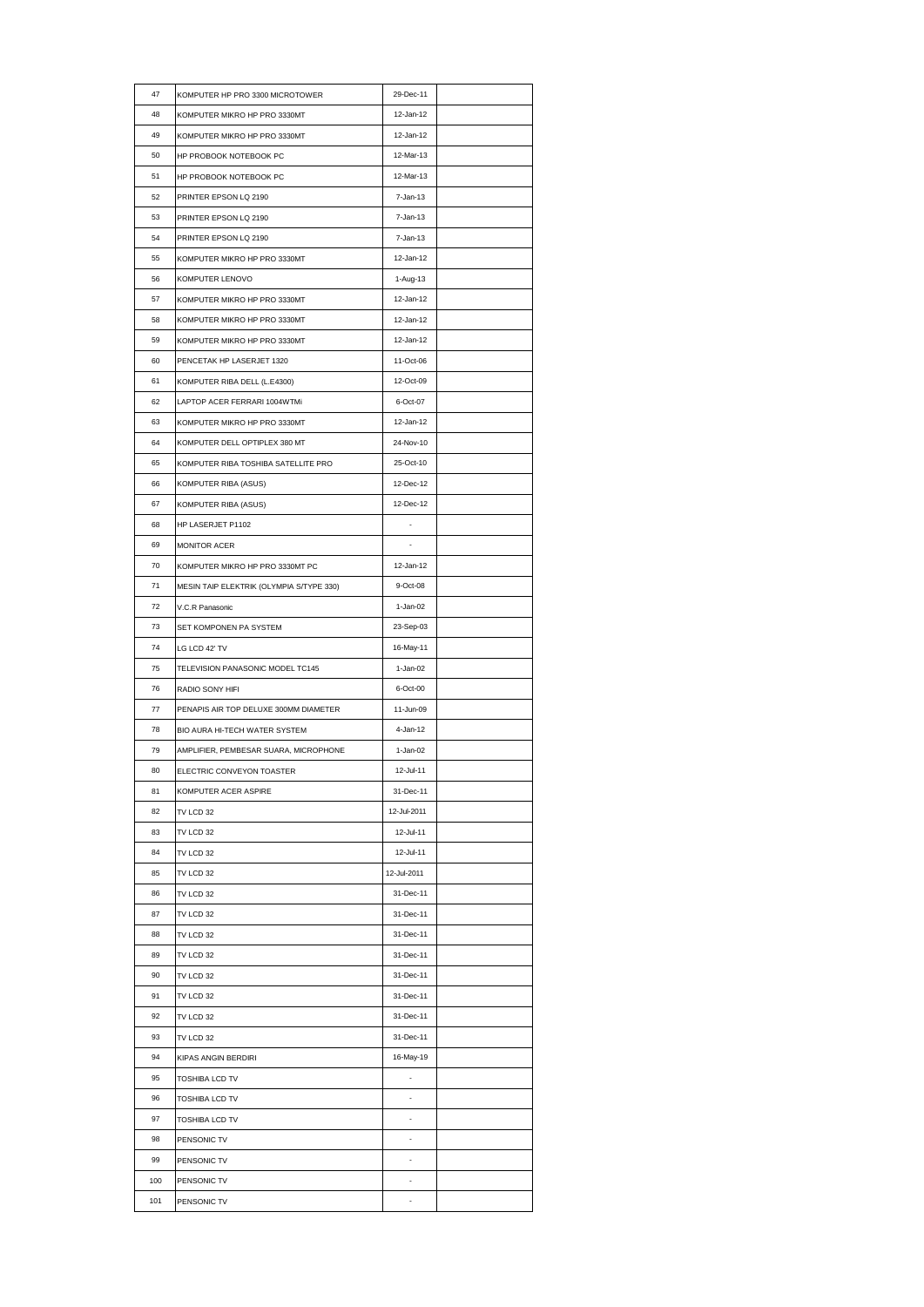| | | | |
|---|---|---|---|
| 47 | KOMPUTER HP PRO 3300 MICROTOWER | 29-Dec-11 | |
| 48 | KOMPUTER MIKRO HP PRO 3330MT | 12-Jan-12 | |
| 49 | KOMPUTER MIKRO HP PRO 3330MT | 12-Jan-12 | |
| 50 | HP PROBOOK NOTEBOOK PC | 12-Mar-13 | |
| 51 | HP PROBOOK NOTEBOOK PC | 12-Mar-13 | |
| 52 | PRINTER EPSON LQ 2190 | 7-Jan-13 | |
| 53 | PRINTER EPSON LQ 2190 | 7-Jan-13 | |
| 54 | PRINTER EPSON LQ 2190 | 7-Jan-13 | |
| 55 | KOMPUTER MIKRO HP PRO 3330MT | 12-Jan-12 | |
| 56 | KOMPUTER LENOVO | 1-Aug-13 | |
| 57 | KOMPUTER MIKRO HP PRO 3330MT | 12-Jan-12 | |
| 58 | KOMPUTER MIKRO HP PRO 3330MT | 12-Jan-12 | |
| 59 | KOMPUTER MIKRO HP PRO 3330MT | 12-Jan-12 | |
| 60 | PENCETAK HP LASERJET 1320 | 11-Oct-06 | |
| 61 | KOMPUTER RIBA DELL (L.E4300) | 12-Oct-09 | |
| 62 | LAPTOP ACER FERRARI 1004WTMi | 6-Oct-07 | |
| 63 | KOMPUTER MIKRO HP PRO 3330MT | 12-Jan-12 | |
| 64 | KOMPUTER DELL OPTIPLEX 380 MT | 24-Nov-10 | |
| 65 | KOMPUTER RIBA TOSHIBA SATELLITE PRO | 25-Oct-10 | |
| 66 | KOMPUTER RIBA (ASUS) | 12-Dec-12 | |
| 67 | KOMPUTER RIBA (ASUS) | 12-Dec-12 | |
| 68 | HP LASERJET P1102 | - | |
| 69 | MONITOR ACER | - | |
| 70 | KOMPUTER MIKRO HP PRO 3330MT PC | 12-Jan-12 | |
| 71 | MESIN TAIP ELEKTRIK (OLYMPIA S/TYPE 330) | 9-Oct-08 | |
| 72 | V.C.R Panasonic | 1-Jan-02 | |
| 73 | SET KOMPONEN PA SYSTEM | 23-Sep-03 | |
| 74 | LG LCD 42' TV | 16-May-11 | |
| 75 | TELEVISION PANASONIC MODEL TC145 | 1-Jan-02 | |
| 76 | RADIO SONY HIFI | 6-Oct-00 | |
| 77 | PENAPIS AIR TOP DELUXE 300MM DIAMETER | 11-Jun-09 | |
| 78 | BIO AURA HI-TECH WATER SYSTEM | 4-Jan-12 | |
| 79 | AMPLIFIER, PEMBESAR SUARA, MICROPHONE | 1-Jan-02 | |
| 80 | ELECTRIC CONVEYON TOASTER | 12-Jul-11 | |
| 81 | KOMPUTER ACER ASPIRE | 31-Dec-11 | |
| 82 | TV LCD 32 | 12-Jul-2011 | |
| 83 | TV LCD 32 | 12-Jul-11 | |
| 84 | TV LCD 32 | 12-Jul-11 | |
| 85 | TV LCD 32 | 12-Jul-2011 | |
| 86 | TV LCD 32 | 31-Dec-11 | |
| 87 | TV LCD 32 | 31-Dec-11 | |
| 88 | TV LCD 32 | 31-Dec-11 | |
| 89 | TV LCD 32 | 31-Dec-11 | |
| 90 | TV LCD 32 | 31-Dec-11 | |
| 91 | TV LCD 32 | 31-Dec-11 | |
| 92 | TV LCD 32 | 31-Dec-11 | |
| 93 | TV LCD 32 | 31-Dec-11 | |
| 94 | KIPAS ANGIN BERDIRI | 16-May-19 | |
| 95 | TOSHIBA LCD TV | - | |
| 96 | TOSHIBA LCD TV | - | |
| 97 | TOSHIBA LCD TV | - | |
| 98 | PENSONIC TV | - | |
| 99 | PENSONIC TV | - | |
| 100 | PENSONIC TV | - | |
| 101 | PENSONIC TV | - | |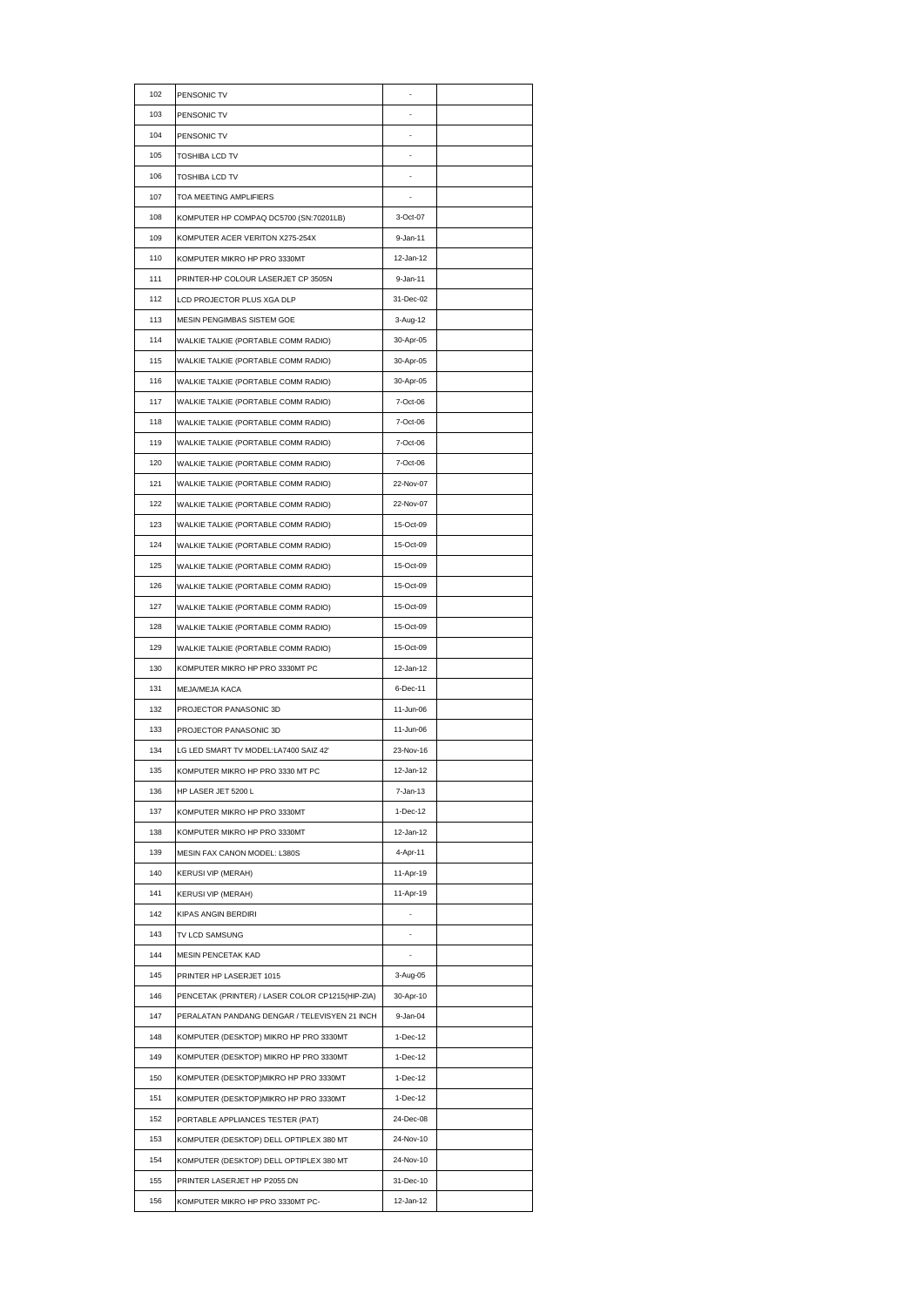| 102 | PENSONIC TV | - | |
|---|---|---|---|
| 103 | PENSONIC TV | - | |
| 104 | PENSONIC TV | - | |
| 105 | TOSHIBA LCD TV | - | |
| 106 | TOSHIBA LCD TV | - | |
| 107 | TOA MEETING AMPLIFIERS | - | |
| 108 | KOMPUTER HP COMPAQ DC5700 (SN:70201LB) | 3-Oct-07 | |
| 109 | KOMPUTER ACER VERITON X275-254X | 9-Jan-11 | |
| 110 | KOMPUTER MIKRO HP PRO 3330MT | 12-Jan-12 | |
| 111 | PRINTER-HP COLOUR LASERJET CP 3505N | 9-Jan-11 | |
| 112 | LCD PROJECTOR PLUS XGA DLP | 31-Dec-02 | |
| 113 | MESIN PENGIMBAS SISTEM GOE | 3-Aug-12 | |
| 114 | WALKIE TALKIE (PORTABLE COMM RADIO) | 30-Apr-05 | |
| 115 | WALKIE TALKIE (PORTABLE COMM RADIO) | 30-Apr-05 | |
| 116 | WALKIE TALKIE (PORTABLE COMM RADIO) | 30-Apr-05 | |
| 117 | WALKIE TALKIE (PORTABLE COMM RADIO) | 7-Oct-06 | |
| 118 | WALKIE TALKIE (PORTABLE COMM RADIO) | 7-Oct-06 | |
| 119 | WALKIE TALKIE (PORTABLE COMM RADIO) | 7-Oct-06 | |
| 120 | WALKIE TALKIE (PORTABLE COMM RADIO) | 7-Oct-06 | |
| 121 | WALKIE TALKIE (PORTABLE COMM RADIO) | 22-Nov-07 | |
| 122 | WALKIE TALKIE (PORTABLE COMM RADIO) | 22-Nov-07 | |
| 123 | WALKIE TALKIE (PORTABLE COMM RADIO) | 15-Oct-09 | |
| 124 | WALKIE TALKIE (PORTABLE COMM RADIO) | 15-Oct-09 | |
| 125 | WALKIE TALKIE (PORTABLE COMM RADIO) | 15-Oct-09 | |
| 126 | WALKIE TALKIE (PORTABLE COMM RADIO) | 15-Oct-09 | |
| 127 | WALKIE TALKIE (PORTABLE COMM RADIO) | 15-Oct-09 | |
| 128 | WALKIE TALKIE (PORTABLE COMM RADIO) | 15-Oct-09 | |
| 129 | WALKIE TALKIE (PORTABLE COMM RADIO) | 15-Oct-09 | |
| 130 | KOMPUTER MIKRO HP PRO 3330MT PC | 12-Jan-12 | |
| 131 | MEJA/MEJA KACA | 6-Dec-11 | |
| 132 | PROJECTOR PANASONIC 3D | 11-Jun-06 | |
| 133 | PROJECTOR PANASONIC 3D | 11-Jun-06 | |
| 134 | LG LED SMART TV MODEL:LA7400 SAIZ 42' | 23-Nov-16 | |
| 135 | KOMPUTER MIKRO HP PRO 3330 MT PC | 12-Jan-12 | |
| 136 | HP LASER JET 5200 L | 7-Jan-13 | |
| 137 | KOMPUTER MIKRO HP PRO 3330MT | 1-Dec-12 | |
| 138 | KOMPUTER MIKRO HP PRO 3330MT | 12-Jan-12 | |
| 139 | MESIN FAX CANON MODEL: L380S | 4-Apr-11 | |
| 140 | KERUSI VIP (MERAH) | 11-Apr-19 | |
| 141 | KERUSI VIP (MERAH) | 11-Apr-19 | |
| 142 | KIPAS ANGIN BERDIRI | - | |
| 143 | TV LCD SAMSUNG | - | |
| 144 | MESIN PENCETAK KAD | - | |
| 145 | PRINTER HP LASERJET 1015 | 3-Aug-05 | |
| 146 | PENCETAK (PRINTER) / LASER COLOR CP1215(HIP-ZIA) | 30-Apr-10 | |
| 147 | PERALATAN PANDANG DENGAR / TELEVISYEN 21 INCH | 9-Jan-04 | |
| 148 | KOMPUTER (DESKTOP) MIKRO HP PRO 3330MT | 1-Dec-12 | |
| 149 | KOMPUTER (DESKTOP) MIKRO HP PRO 3330MT | 1-Dec-12 | |
| 150 | KOMPUTER (DESKTOP)MIKRO HP PRO 3330MT | 1-Dec-12 | |
| 151 | KOMPUTER (DESKTOP)MIKRO HP PRO 3330MT | 1-Dec-12 | |
| 152 | PORTABLE APPLIANCES TESTER (PAT) | 24-Dec-08 | |
| 153 | KOMPUTER (DESKTOP) DELL OPTIPLEX 380 MT | 24-Nov-10 | |
| 154 | KOMPUTER (DESKTOP) DELL OPTIPLEX 380 MT | 24-Nov-10 | |
| 155 | PRINTER LASERJET HP P2055 DN | 31-Dec-10 | |
| 156 | KOMPUTER MIKRO HP PRO 3330MT PC- | 12-Jan-12 | |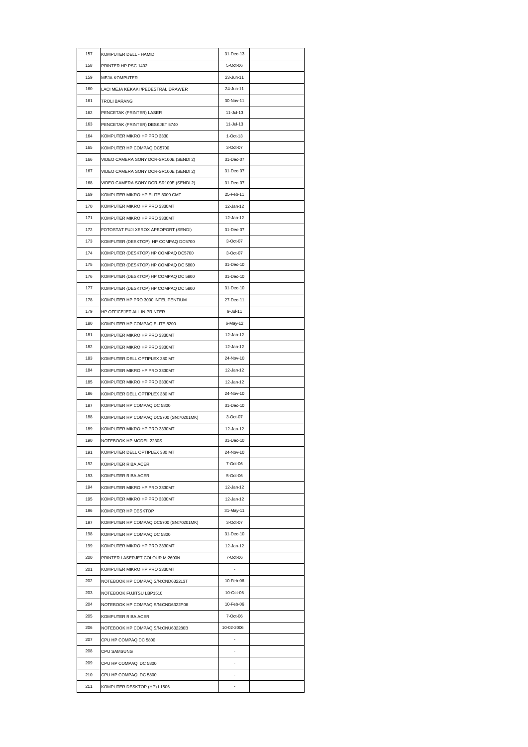| | | | |
|---|---|---|---|
| 157 | KOMPUTER DELL - HAMID | 31-Dec-13 | |
| 158 | PRINTER HP PSC 1402 | 5-Oct-06 | |
| 159 | MEJA KOMPUTER | 23-Jun-11 | |
| 160 | LACI MEJA KEKAKI /PEDESTRAL DRAWER | 24-Jun-11 | |
| 161 | TROLI BARANG | 30-Nov-11 | |
| 162 | PENCETAK (PRINTER) LASER | 11-Jul-13 | |
| 163 | PENCETAK (PRINTER) DESKJET 5740 | 11-Jul-13 | |
| 164 | KOMPUTER MIKRO HP PRO 3330 | 1-Oct-13 | |
| 165 | KOMPUTER HP COMPAQ DC5700 | 3-Oct-07 | |
| 166 | VIDEO CAMERA SONY DCR-SR100E (SENDI 2) | 31-Dec-07 | |
| 167 | VIDEO CAMERA SONY DCR-SR100E (SENDI 2) | 31-Dec-07 | |
| 168 | VIDEO CAMERA SONY DCR-SR100E (SENDI 2) | 31-Dec-07 | |
| 169 | KOMPUTER MIKRO HP ELITE 8000 CMT | 25-Feb-11 | |
| 170 | KOMPUTER MIKRO HP PRO 3330MT | 12-Jan-12 | |
| 171 | KOMPUTER MIKRO HP PRO 3330MT | 12-Jan-12 | |
| 172 | FOTOSTAT FUJI XEROX APEOPORT (SENDI) | 31-Dec-07 | |
| 173 | KOMPUTER (DESKTOP) HP COMPAQ DC5700 | 3-Oct-07 | |
| 174 | KOMPUTER (DESKTOP) HP COMPAQ DC5700 | 3-Oct-07 | |
| 175 | KOMPUTER (DESKTOP) HP COMPAQ DC 5800 | 31-Dec-10 | |
| 176 | KOMPUTER (DESKTOP) HP COMPAQ DC 5800 | 31-Dec-10 | |
| 177 | KOMPUTER (DESKTOP) HP COMPAQ DC 5800 | 31-Dec-10 | |
| 178 | KOMPUTER HP PRO 3000 INTEL PENTIUM | 27-Dec-11 | |
| 179 | HP OFFICEJET ALL IN PRINTER | 9-Jul-11 | |
| 180 | KOMPUTER HP COMPAQ ELITE 8200 | 6-May-12 | |
| 181 | KOMPUTER MIKRO HP PRO 3330MT | 12-Jan-12 | |
| 182 | KOMPUTER MIKRO HP PRO 3330MT | 12-Jan-12 | |
| 183 | KOMPUTER DELL OPTIPLEX 380 MT | 24-Nov-10 | |
| 184 | KOMPUTER MIKRO HP PRO 3330MT | 12-Jan-12 | |
| 185 | KOMPUTER MIKRO HP PRO 3330MT | 12-Jan-12 | |
| 186 | KOMPUTER DELL OPTIPLEX 380 MT | 24-Nov-10 | |
| 187 | KOMPUTER HP COMPAQ DC 5800 | 31-Dec-10 | |
| 188 | KOMPUTER HP COMPAQ DC5700 (SN:70201MK) | 3-Oct-07 | |
| 189 | KOMPUTER MIKRO HP PRO 3330MT | 12-Jan-12 | |
| 190 | NOTEBOOK HP MODEL 2230S | 31-Dec-10 | |
| 191 | KOMPUTER DELL OPTIPLEX 380 MT | 24-Nov-10 | |
| 192 | KOMPUTER RIBA ACER | 7-Oct-06 | |
| 193 | KOMPUTER RIBA ACER | 5-Oct-06 | |
| 194 | KOMPUTER MIKRO HP PRO 3330MT | 12-Jan-12 | |
| 195 | KOMPUTER MIKRO HP PRO 3330MT | 12-Jan-12 | |
| 196 | KOMPUTER HP DESKTOP | 31-May-11 | |
| 197 | KOMPUTER HP COMPAQ DC5700 (SN:70201MK) | 3-Oct-07 | |
| 198 | KOMPUTER HP COMPAQ DC 5800 | 31-Dec-10 | |
| 199 | KOMPUTER MIKRO HP PRO 3330MT | 12-Jan-12 | |
| 200 | PRINTER LASERJET COLOUR M:2600N | 7-Oct-06 | |
| 201 | KOMPUTER MIKRO HP PRO 3330MT | - | |
| 202 | NOTEBOOK HP COMPAQ S/N:CND6322L3T | 10-Feb-06 | |
| 203 | NOTEBOOK FUJITSU LBP1510 | 10-Oct-06 | |
| 204 | NOTEBOOK HP COMPAQ S/N:CND6322P06 | 10-Feb-06 | |
| 205 | KOMPUTER RIBA ACER | 7-Oct-06 | |
| 206 | NOTEBOOK HP COMPAQ S/N:CNU632280B | 10-02-2006 | |
| 207 | CPU HP COMPAQ DC 5800 | - | |
| 208 | CPU SAMSUNG | - | |
| 209 | CPU HP COMPAQ DC 5800 | - | |
| 210 | CPU HP COMPAQ DC 5800 | - | |
| 211 | KOMPUTER DESKTOP (HP) L1506 | - | |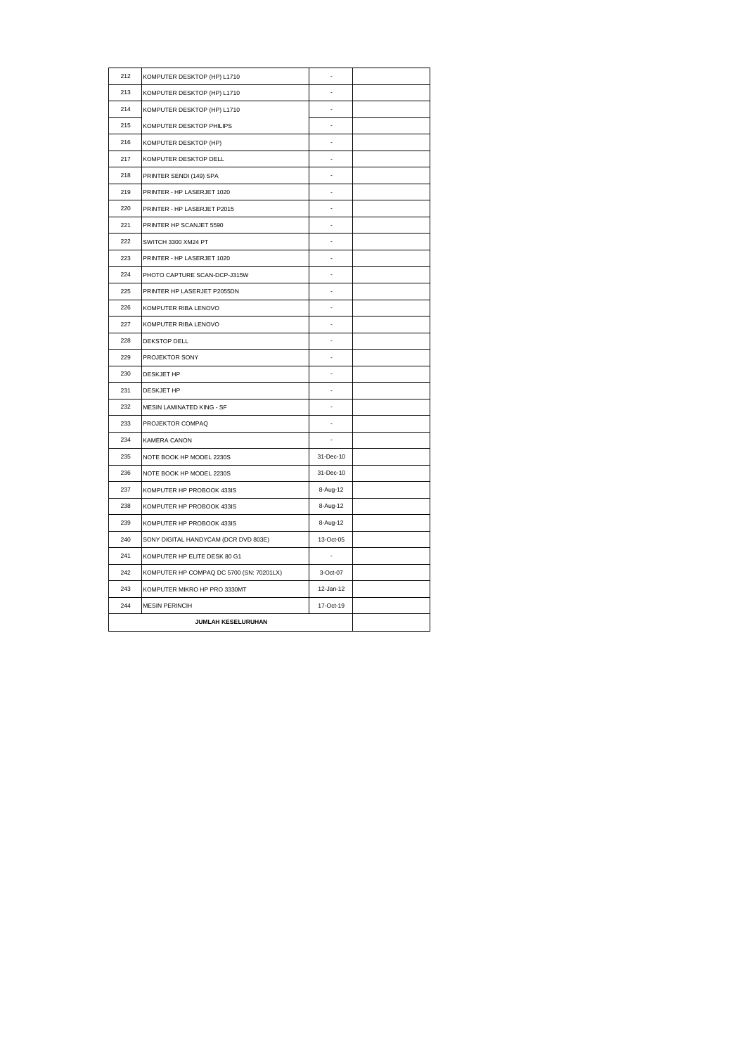| | | | |
|---|---|---|---|
| 212 | KOMPUTER DESKTOP (HP) L1710 | - | |
| 213 | KOMPUTER DESKTOP (HP) L1710 | - | |
| 214 | KOMPUTER DESKTOP (HP) L1710 | - | |
| 215 | KOMPUTER DESKTOP PHILIPS | - | |
| 216 | KOMPUTER DESKTOP (HP) | - | |
| 217 | KOMPUTER DESKTOP DELL | - | |
| 218 | PRINTER SENDI (149) SPA | - | |
| 219 | PRINTER - HP LASERJET 1020 | - | |
| 220 | PRINTER - HP LASERJET P2015 | - | |
| 221 | PRINTER HP SCANJET 5590 | - | |
| 222 | SWITCH 3300 XM24 PT | - | |
| 223 | PRINTER - HP LASERJET 1020 | - | |
| 224 | PHOTO CAPTURE SCAN-DCP-J315W | - | |
| 225 | PRINTER HP LASERJET P2055DN | - | |
| 226 | KOMPUTER RIBA LENOVO | - | |
| 227 | KOMPUTER RIBA LENOVO | - | |
| 228 | DEKSTOP DELL | - | |
| 229 | PROJEKTOR SONY | - | |
| 230 | DESKJET HP | - | |
| 231 | DESKJET HP | - | |
| 232 | MESIN LAMINATED KING - SF | - | |
| 233 | PROJEKTOR COMPAQ | - | |
| 234 | KAMERA CANON | - | |
| 235 | NOTE BOOK HP MODEL 2230S | 31-Dec-10 | |
| 236 | NOTE BOOK HP MODEL 2230S | 31-Dec-10 | |
| 237 | KOMPUTER HP PROBOOK 433IS | 8-Aug-12 | |
| 238 | KOMPUTER HP PROBOOK 433IS | 8-Aug-12 | |
| 239 | KOMPUTER HP PROBOOK 433IS | 8-Aug-12 | |
| 240 | SONY DIGITAL HANDYCAM (DCR DVD 803E) | 13-Oct-05 | |
| 241 | KOMPUTER HP ELITE DESK 80 G1 | - | |
| 242 | KOMPUTER HP COMPAQ DC 5700 (SN: 70201LX) | 3-Oct-07 | |
| 243 | KOMPUTER MIKRO HP PRO 3330MT | 12-Jan-12 | |
| 244 | MESIN PERINCIH | 17-Oct-19 | |
| **JUMLAH KESELURUHAN** | | | |